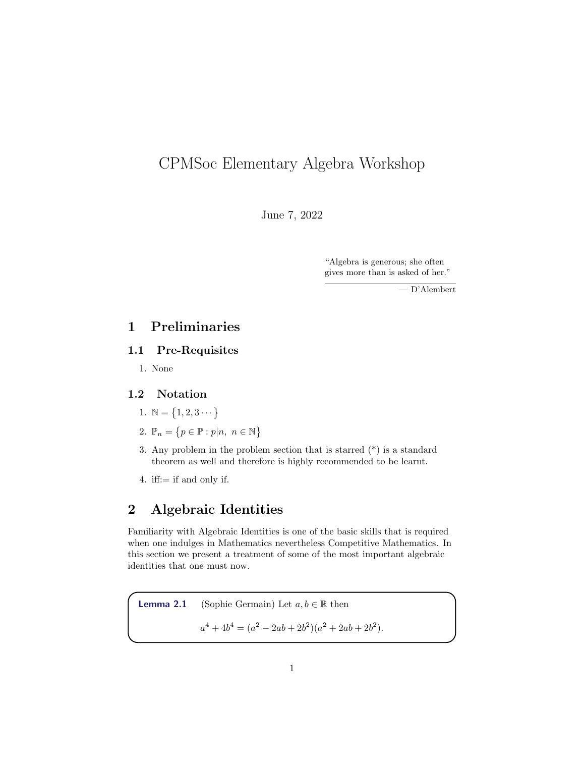# CPMSoc Elementary Algebra Workshop

June 7, 2022

> "Algebra is generous; she often gives more than is asked of her."
>
> — D'Alembert

## 1 Preliminaries

### 1.1 Pre-Requisites

1. None

### 1.2 Notation

1. $\mathbb{N} = \{1, 2, 3 \cdots\}$
2. $\mathbb{P}_n = \{p \in \mathbb{P} : p|n, \ n \in \mathbb{N}\}$
3. Any problem in the problem section that is starred (*) is a standard theorem as well and therefore is highly recommended to be learnt.
4. iff:= if and only if.

## 2 Algebraic Identities

Familiarity with Algebraic Identities is one of the basic skills that is required when one indulges in Mathematics nevertheless Competitive Mathematics. In this section we present a treatment of some of the most important algebraic identities that one must now.

**Lemma 2.1** (Sophie Germain) Let $a, b \in \mathbb{R}$ then

$$a^4 + 4b^4 = (a^2 - 2ab + 2b^2)(a^2 + 2ab + 2b^2).$$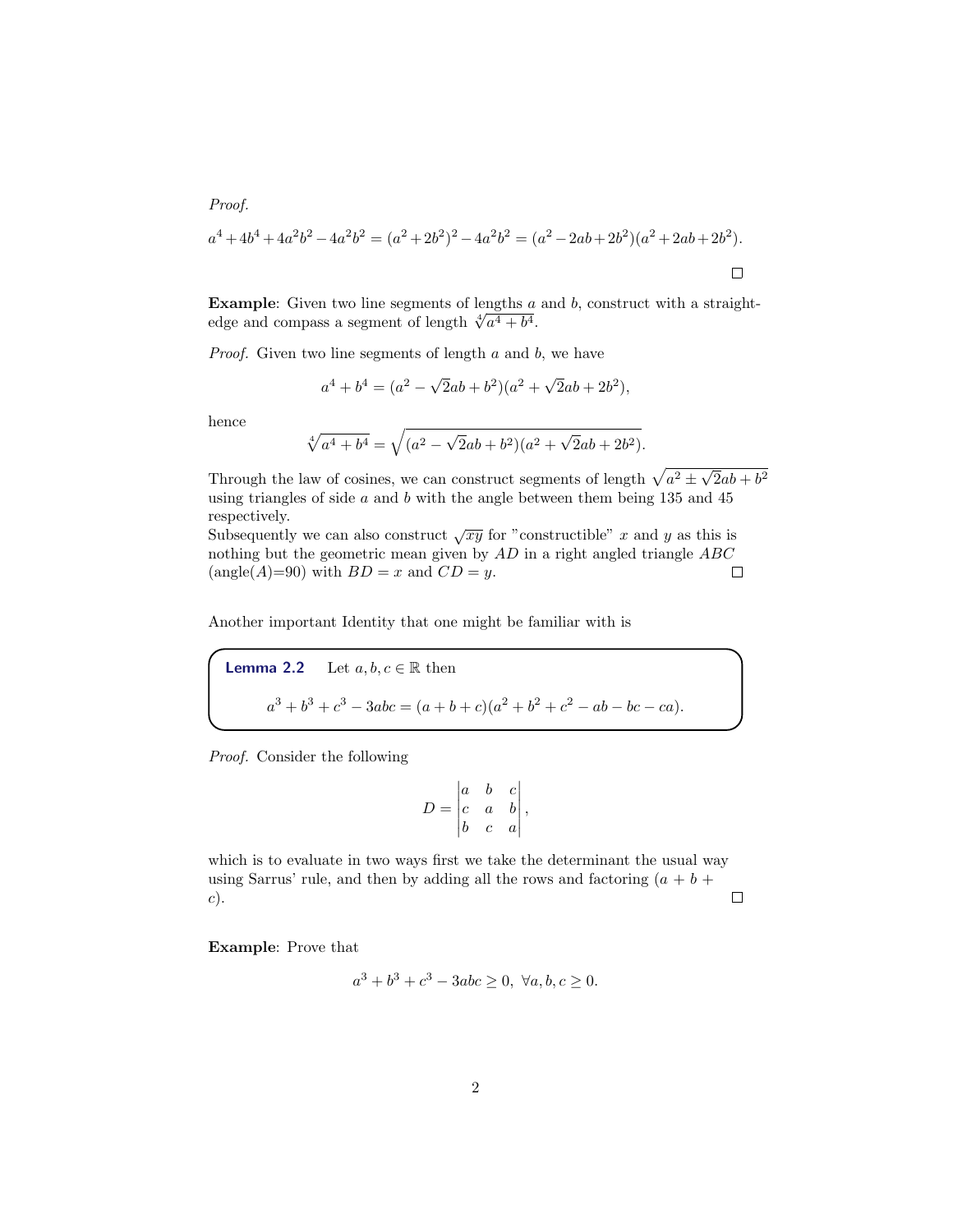*Proof.*

$$a^4+4b^4+4a^2b^2-4a^2b^2=(a^2+2b^2)^2-4a^2b^2=(a^2-2ab+2b^2)(a^2+2ab+2b^2).$$

□

**Example**: Given two line segments of lengths $a$ and $b$, construct with a straight-edge and compass a segment of length $\sqrt[4]{a^4+b^4}$.

*Proof.* Given two line segments of length $a$ and $b$, we have

$$a^4+b^4=(a^2-\sqrt{2}ab+b^2)(a^2+\sqrt{2}ab+2b^2),$$

hence

$$\sqrt[4]{a^4+b^4}=\sqrt{(a^2-\sqrt{2}ab+b^2)(a^2+\sqrt{2}ab+2b^2)}.$$

Through the law of cosines, we can construct segments of length $\sqrt{a^2\pm\sqrt{2}ab+b^2}$ using triangles of side $a$ and $b$ with the angle between them being 135 and 45 respectively.
Subsequently we can also construct $\sqrt{xy}$ for "constructible" $x$ and $y$ as this is nothing but the geometric mean given by $AD$ in a right angled triangle $ABC$ (angle($A$)=90) with $BD=x$ and $CD=y$. □

Another important Identity that one might be familiar with is

**Lemma 2.2** Let $a,b,c\in\mathbb{R}$ then

$$a^3+b^3+c^3-3abc=(a+b+c)(a^2+b^2+c^2-ab-bc-ca).$$

*Proof.* Consider the following

$$D=\begin{vmatrix} a & b & c \\ c & a & b \\ b & c & a \end{vmatrix},$$

which is to evaluate in two ways first we take the determinant the usual way using Sarrus' rule, and then by adding all the rows and factoring $(a+b+c)$. □

**Example**: Prove that

$$a^3+b^3+c^3-3abc\geq 0,\ \forall a,b,c\geq 0.$$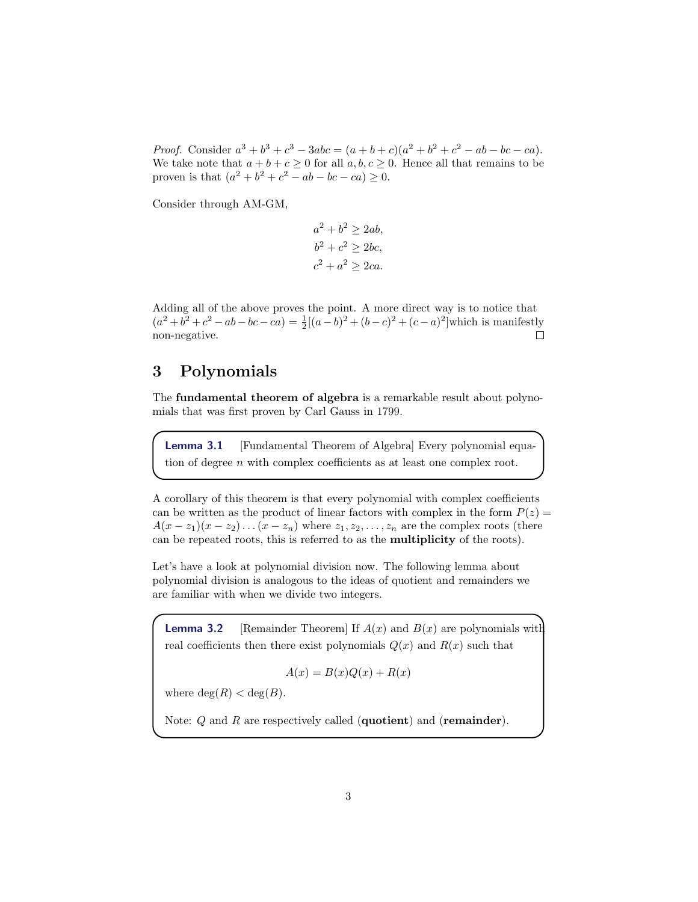*Proof.* Consider $a^3 + b^3 + c^3 - 3abc = (a + b + c)(a^2 + b^2 + c^2 - ab - bc - ca)$. We take note that $a + b + c \geq 0$ for all $a, b, c \geq 0$. Hence all that remains to be proven is that $(a^2 + b^2 + c^2 - ab - bc - ca) \geq 0$.

Consider through AM-GM,

$$a^2 + b^2 \geq 2ab,$$
$$b^2 + c^2 \geq 2bc,$$
$$c^2 + a^2 \geq 2ca.$$

Adding all of the above proves the point. A more direct way is to notice that $(a^2 + b^2 + c^2 - ab - bc - ca) = \frac{1}{2}[(a - b)^2 + (b - c)^2 + (c - a)^2]$which is manifestly non-negative. ☐

## 3 Polynomials

The **fundamental theorem of algebra** is a remarkable result about polynomials that was first proven by Carl Gauss in 1799.

> **Lemma 3.1** [Fundamental Theorem of Algebra] Every polynomial equation of degree $n$ with complex coefficients as at least one complex root.

A corollary of this theorem is that every polynomial with complex coefficients can be written as the product of linear factors with complex in the form $P(z) = A(x - z_1)(x - z_2) \dots (x - z_n)$ where $z_1, z_2, \dots, z_n$ are the complex roots (there can be repeated roots, this is referred to as the **multiplicity** of the roots).

Let's have a look at polynomial division now. The following lemma about polynomial division is analogous to the ideas of quotient and remainders we are familiar with when we divide two integers.

> **Lemma 3.2** [Remainder Theorem] If $A(x)$ and $B(x)$ are polynomials with real coefficients then there exist polynomials $Q(x)$ and $R(x)$ such that
>
> $$A(x) = B(x)Q(x) + R(x)$$
>
> where $\deg(R) < \deg(B)$.
>
> Note: $Q$ and $R$ are respectively called (**quotient**) and (**remainder**).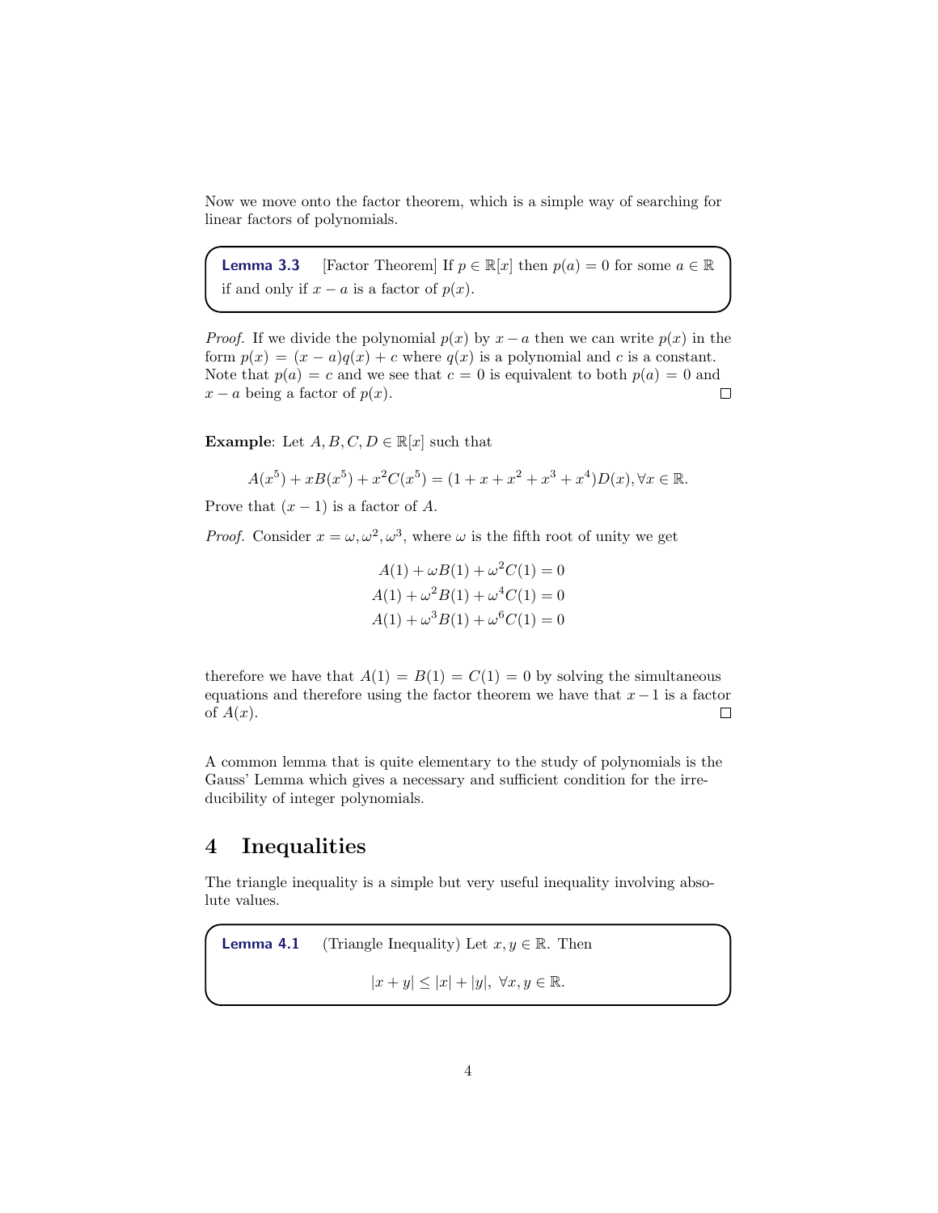Now we move onto the factor theorem, which is a simple way of searching for linear factors of polynomials.

**Lemma 3.3** [Factor Theorem] If $p \in \mathbb{R}[x]$ then $p(a) = 0$ for some $a \in \mathbb{R}$ if and only if $x - a$ is a factor of $p(x)$.

*Proof.* If we divide the polynomial $p(x)$ by $x - a$ then we can write $p(x)$ in the form $p(x) = (x - a)q(x) + c$ where $q(x)$ is a polynomial and $c$ is a constant. Note that $p(a) = c$ and we see that $c = 0$ is equivalent to both $p(a) = 0$ and $x - a$ being a factor of $p(x)$. □

**Example**: Let $A, B, C, D \in \mathbb{R}[x]$ such that

$$A(x^5) + xB(x^5) + x^2C(x^5) = (1 + x + x^2 + x^3 + x^4)D(x), \forall x \in \mathbb{R}.$$

Prove that $(x - 1)$ is a factor of $A$.

*Proof.* Consider $x = \omega, \omega^2, \omega^3$, where $\omega$ is the fifth root of unity we get

$$A(1) + \omega B(1) + \omega^2 C(1) = 0$$
$$A(1) + \omega^2 B(1) + \omega^4 C(1) = 0$$
$$A(1) + \omega^3 B(1) + \omega^6 C(1) = 0$$

therefore we have that $A(1) = B(1) = C(1) = 0$ by solving the simultaneous equations and therefore using the factor theorem we have that $x - 1$ is a factor of $A(x)$. □

A common lemma that is quite elementary to the study of polynomials is the Gauss' Lemma which gives a necessary and sufficient condition for the irreducibility of integer polynomials.

## 4 Inequalities

The triangle inequality is a simple but very useful inequality involving absolute values.

**Lemma 4.1** (Triangle Inequality) Let $x, y \in \mathbb{R}$. Then

$$|x + y| \leq |x| + |y|, \ \forall x, y \in \mathbb{R}.$$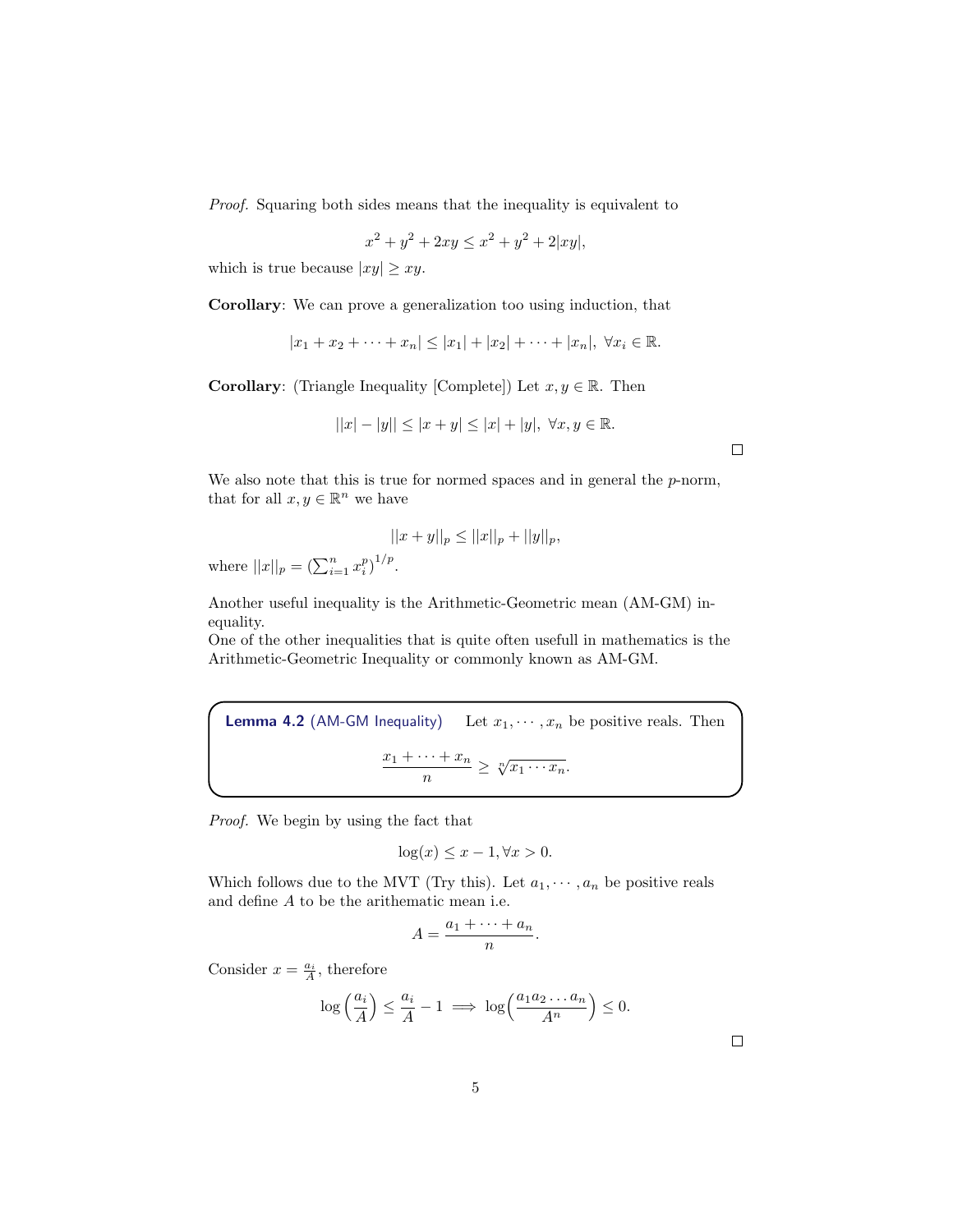*Proof.* Squaring both sides means that the inequality is equivalent to

$$x^2 + y^2 + 2xy \leq x^2 + y^2 + 2|xy|,$$

which is true because $|xy| \geq xy$.

**Corollary**: We can prove a generalization too using induction, that

$$|x_1 + x_2 + \cdots + x_n| \leq |x_1| + |x_2| + \cdots + |x_n|, \ \forall x_i \in \mathbb{R}.$$

**Corollary**: (Triangle Inequality [Complete]) Let $x, y \in \mathbb{R}$. Then

$$||x| - |y|| \leq |x + y| \leq |x| + |y|, \ \forall x, y \in \mathbb{R}.$$

□

We also note that this is true for normed spaces and in general the $p$-norm, that for all $x, y \in \mathbb{R}^n$ we have

$$||x + y||_p \leq ||x||_p + ||y||_p,$$

where $||x||_p = \left(\sum_{i=1}^n x_i^p\right)^{1/p}$.

Another useful inequality is the Arithmetic-Geometric mean (AM-GM) inequality.
One of the other inequalities that is quite often usefull in mathematics is the Arithmetic-Geometric Inequality or commonly known as AM-GM.

**Lemma 4.2** (AM-GM Inequality) Let $x_1, \cdots, x_n$ be positive reals. Then

$$\frac{x_1 + \cdots + x_n}{n} \geq \sqrt[n]{x_1 \cdots x_n}.$$

*Proof.* We begin by using the fact that

$$\log(x) \leq x - 1, \forall x > 0.$$

Which follows due to the MVT (Try this). Let $a_1, \cdots, a_n$ be positive reals and define $A$ to be the arithematic mean i.e.

$$A = \frac{a_1 + \cdots + a_n}{n}.$$

Consider $x = \frac{a_i}{A}$, therefore

$$\log\left(\frac{a_i}{A}\right) \leq \frac{a_i}{A} - 1 \implies \log\left(\frac{a_1 a_2 \ldots a_n}{A^n}\right) \leq 0.$$

□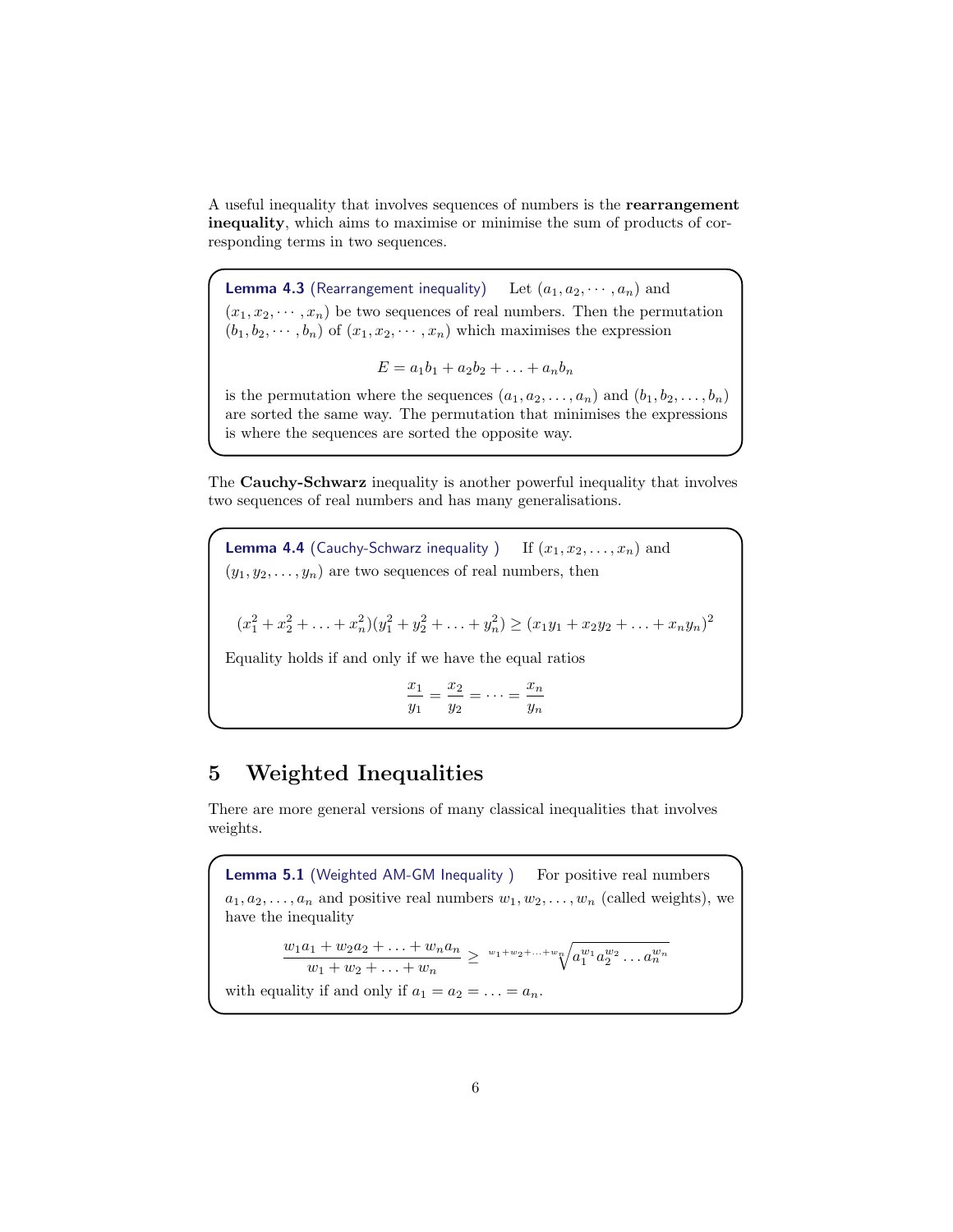A useful inequality that involves sequences of numbers is the **rearrangement inequality**, which aims to maximise or minimise the sum of products of corresponding terms in two sequences.

**Lemma 4.3** (Rearrangement inequality) Let $(a_1, a_2, \cdots, a_n)$ and $(x_1, x_2, \cdots, x_n)$ be two sequences of real numbers. Then the permutation $(b_1, b_2, \cdots, b_n)$ of $(x_1, x_2, \cdots, x_n)$ which maximises the expression

$$E = a_1b_1 + a_2b_2 + \ldots + a_nb_n$$

is the permutation where the sequences $(a_1, a_2, \ldots, a_n)$ and $(b_1, b_2, \ldots, b_n)$ are sorted the same way. The permutation that minimises the expressions is where the sequences are sorted the opposite way.

The **Cauchy-Schwarz** inequality is another powerful inequality that involves two sequences of real numbers and has many generalisations.

**Lemma 4.4** (Cauchy-Schwarz inequality ) If $(x_1, x_2, \ldots, x_n)$ and $(y_1, y_2, \ldots, y_n)$ are two sequences of real numbers, then

$$(x_1^2 + x_2^2 + \ldots + x_n^2)(y_1^2 + y_2^2 + \ldots + y_n^2) \geq (x_1y_1 + x_2y_2 + \ldots + x_ny_n)^2$$

Equality holds if and only if we have the equal ratios

$$\frac{x_1}{y_1} = \frac{x_2}{y_2} = \cdots = \frac{x_n}{y_n}$$

# 5 Weighted Inequalities

There are more general versions of many classical inequalities that involves weights.

**Lemma 5.1** (Weighted AM-GM Inequality ) For positive real numbers $a_1, a_2, \ldots, a_n$ and positive real numbers $w_1, w_2, \ldots, w_n$ (called weights), we have the inequality

$$\frac{w_1a_1 + w_2a_2 + \ldots + w_na_n}{w_1 + w_2 + \ldots + w_n} \geq \sqrt[w_1+w_2+\ldots+w_n]{a_1^{w_1}a_2^{w_2}\ldots a_n^{w_n}}$$

with equality if and only if $a_1 = a_2 = \ldots = a_n$.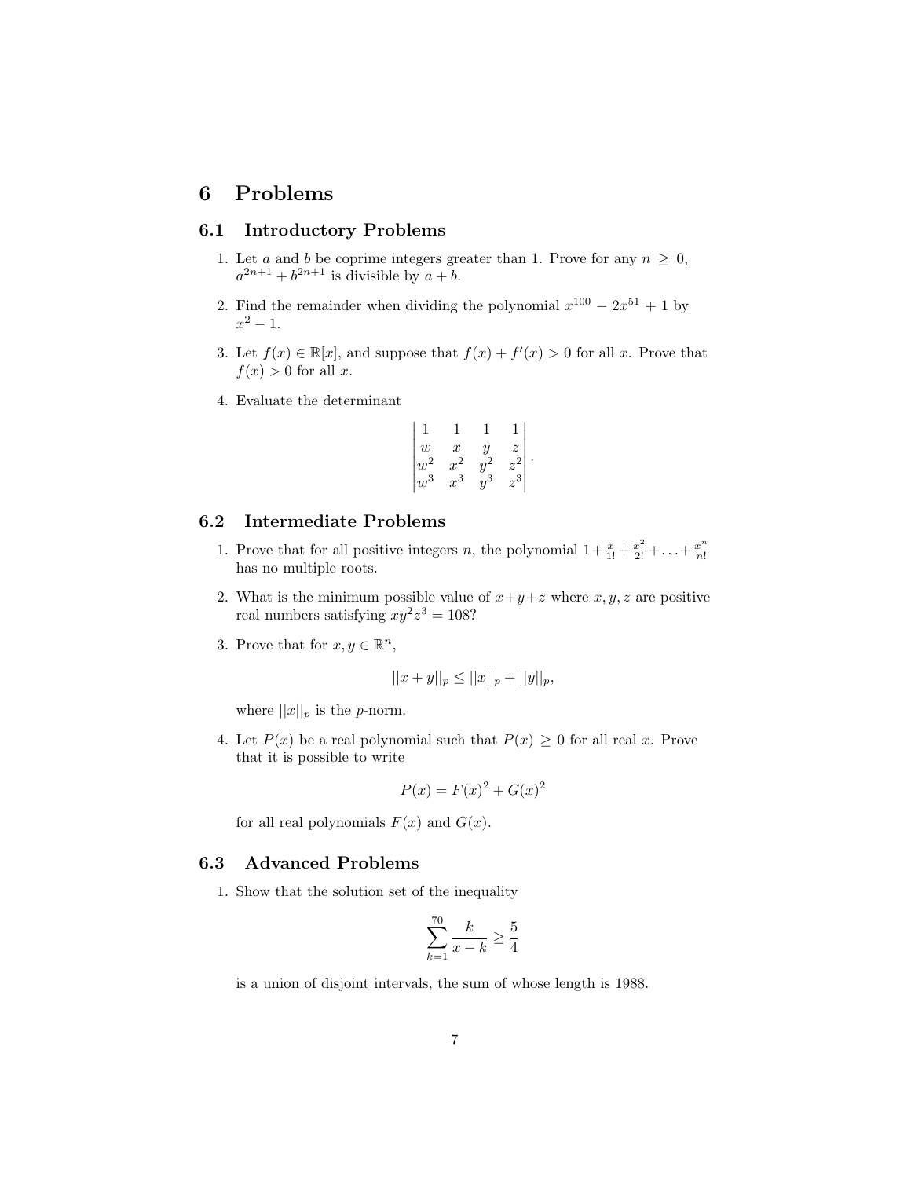# 6 Problems

## 6.1 Introductory Problems

1. Let $a$ and $b$ be coprime integers greater than 1. Prove for any $n \geq 0$, $a^{2n+1} + b^{2n+1}$ is divisible by $a + b$.

2. Find the remainder when dividing the polynomial $x^{100} - 2x^{51} + 1$ by $x^2 - 1$.

3. Let $f(x) \in \mathbb{R}[x]$, and suppose that $f(x) + f'(x) > 0$ for all $x$. Prove that $f(x) > 0$ for all $x$.

4. Evaluate the determinant

$$\begin{vmatrix} 1 & 1 & 1 & 1 \\ w & x & y & z \\ w^2 & x^2 & y^2 & z^2 \\ w^3 & x^3 & y^3 & z^3 \end{vmatrix}.$$

## 6.2 Intermediate Problems

1. Prove that for all positive integers $n$, the polynomial $1 + \frac{x}{1!} + \frac{x^2}{2!} + \ldots + \frac{x^n}{n!}$ has no multiple roots.

2. What is the minimum possible value of $x + y + z$ where $x, y, z$ are positive real numbers satisfying $xy^2z^3 = 108$?

3. Prove that for $x, y \in \mathbb{R}^n$,

$$||x + y||_p \leq ||x||_p + ||y||_p,$$

   where $||x||_p$ is the $p$-norm.

4. Let $P(x)$ be a real polynomial such that $P(x) \geq 0$ for all real $x$. Prove that it is possible to write

$$P(x) = F(x)^2 + G(x)^2$$

   for all real polynomials $F(x)$ and $G(x)$.

## 6.3 Advanced Problems

1. Show that the solution set of the inequality

$$\sum_{k=1}^{70} \frac{k}{x - k} \geq \frac{5}{4}$$

   is a union of disjoint intervals, the sum of whose length is 1988.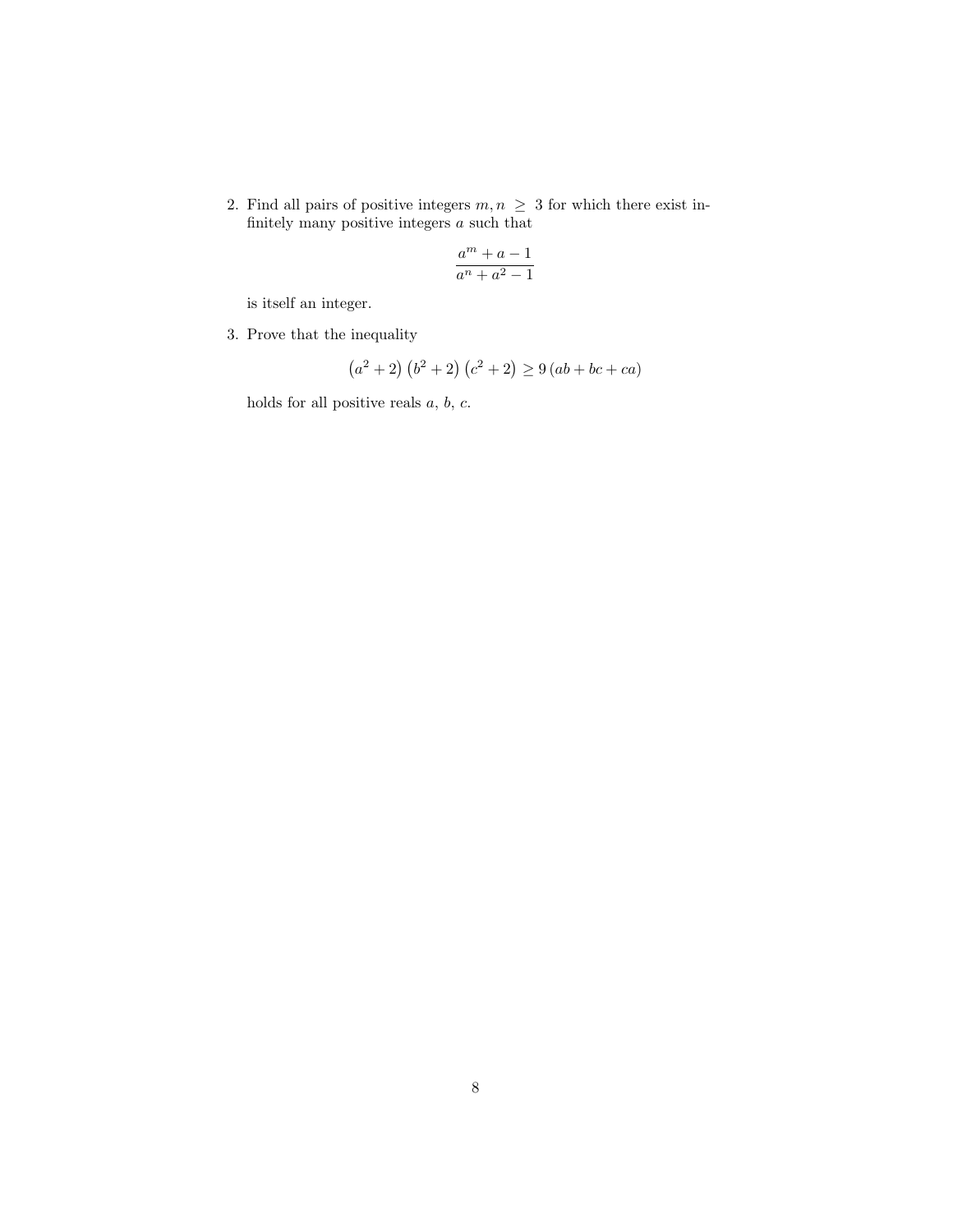2. Find all pairs of positive integers $m, n \geq 3$ for which there exist infinitely many positive integers $a$ such that

$$\frac{a^m + a - 1}{a^n + a^2 - 1}$$

is itself an integer.

3. Prove that the inequality

$$\left(a^2 + 2\right)\left(b^2 + 2\right)\left(c^2 + 2\right) \geq 9\left(ab + bc + ca\right)$$

holds for all positive reals $a$, $b$, $c$.